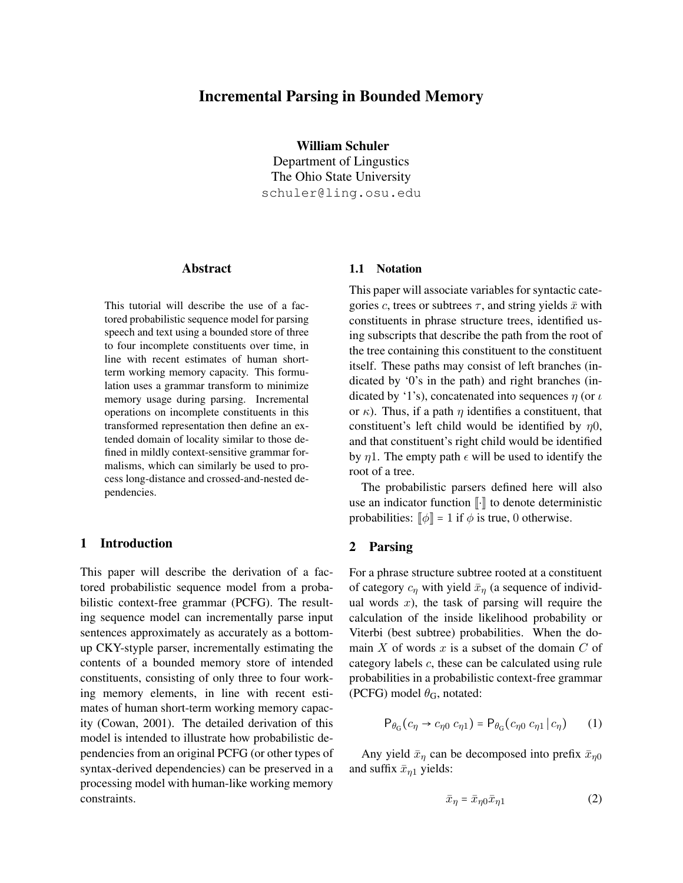# Incremental Parsing in Bounded Memory

**William Schuler**
Department of Lingustics
The Ohio State University
schuler@ling.osu.edu

## Abstract

This tutorial will describe the use of a factored probabilistic sequence model for parsing speech and text using a bounded store of three to four incomplete constituents over time, in line with recent estimates of human short-term working memory capacity. This formulation uses a grammar transform to minimize memory usage during parsing. Incremental operations on incomplete constituents in this transformed representation then define an extended domain of locality similar to those defined in mildly context-sensitive grammar formalisms, which can similarly be used to process long-distance and crossed-and-nested dependencies.

## 1 Introduction

This paper will describe the derivation of a factored probabilistic sequence model from a probabilistic context-free grammar (PCFG). The resulting sequence model can incrementally parse input sentences approximately as accurately as a bottom-up CKY-styple parser, incrementally estimating the contents of a bounded memory store of intended constituents, consisting of only three to four working memory elements, in line with recent estimates of human short-term working memory capacity (Cowan, 2001). The detailed derivation of this model is intended to illustrate how probabilistic dependencies from an original PCFG (or other types of syntax-derived dependencies) can be preserved in a processing model with human-like working memory constraints.

### 1.1 Notation

This paper will associate variables for syntactic categories $c$, trees or subtrees $\tau$, and string yields $\bar{x}$ with constituents in phrase structure trees, identified using subscripts that describe the path from the root of the tree containing this constituent to the constituent itself. These paths may consist of left branches (indicated by '0's in the path) and right branches (indicated by '1's), concatenated into sequences $\eta$ (or $\iota$ or $\kappa$). Thus, if a path $\eta$ identifies a constituent, that constituent's left child would be identified by $\eta 0$, and that constituent's right child would be identified by $\eta 1$. The empty path $\epsilon$ will be used to identify the root of a tree.

The probabilistic parsers defined here will also use an indicator function $[\![\cdot]\!]$ to denote deterministic probabilities: $[\![\phi]\!] = 1$ if $\phi$ is true, 0 otherwise.

## 2 Parsing

For a phrase structure subtree rooted at a constituent of category $c_\eta$ with yield $\bar{x}_\eta$ (a sequence of individual words $x$), the task of parsing will require the calculation of the inside likelihood probability or Viterbi (best subtree) probabilities. When the domain $X$ of words $x$ is a subset of the domain $C$ of category labels $c$, these can be calculated using rule probabilities in a probabilistic context-free grammar (PCFG) model $\theta_G$, notated:

$$\mathsf{P}_{\theta_G}(c_\eta \rightarrow c_{\eta 0}\ c_{\eta 1}) = \mathsf{P}_{\theta_G}(c_{\eta 0}\ c_{\eta 1} \,|\, c_\eta) \qquad (1)$$

Any yield $\bar{x}_\eta$ can be decomposed into prefix $\bar{x}_{\eta 0}$ and suffix $\bar{x}_{\eta 1}$ yields:

$$\bar{x}_\eta = \bar{x}_{\eta 0}\bar{x}_{\eta 1} \qquad (2)$$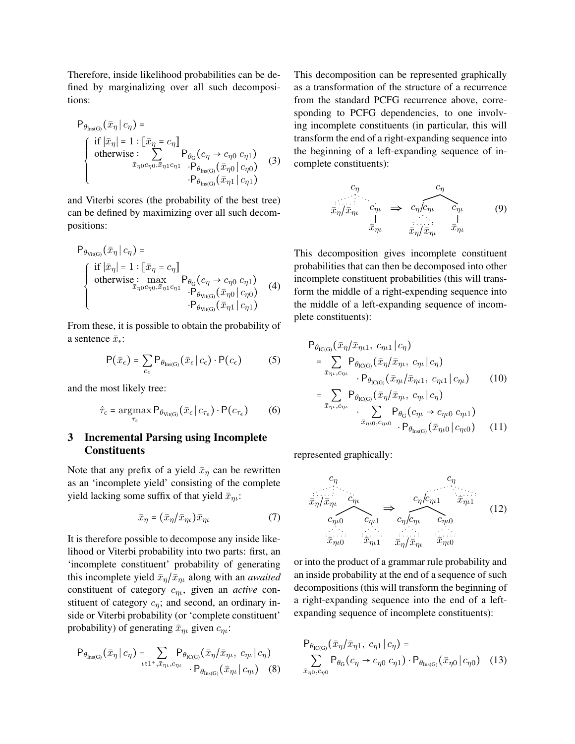Therefore, inside likelihood probabilities can be defined by marginalizing over all such decompositions:

$$\mathsf{P}_{\theta_{\text{Ins(G)}}}(\bar{x}_\eta \,|\, c_\eta) = \begin{cases} \text{if } |\bar{x}_\eta| = 1 : [\![\bar{x}_\eta = c_\eta]\!] \\ \text{otherwise} : \displaystyle\sum_{\bar{x}_{\eta 0} c_{\eta 0}, \bar{x}_{\eta 1} c_{\eta 1}} \mathsf{P}_{\theta_{\text{G}}}(c_\eta \rightarrow c_{\eta 0}\; c_{\eta 1}) \\ \qquad\qquad \cdot \mathsf{P}_{\theta_{\text{Ins(G)}}}(\bar{x}_{\eta 0} \,|\, c_{\eta 0}) \\ \qquad\qquad \cdot \mathsf{P}_{\theta_{\text{Ins(G)}}}(\bar{x}_{\eta 1} \,|\, c_{\eta 1}) \end{cases} \tag{3}$$

and Viterbi scores (the probability of the best tree) can be defined by maximizing over all such decompositions:

$$\mathsf{P}_{\theta_{\text{Vit(G)}}}(\bar{x}_\eta \,|\, c_\eta) = \begin{cases} \text{if } |\bar{x}_\eta| = 1 : [\![\bar{x}_\eta = c_\eta]\!] \\ \text{otherwise} : \displaystyle\max_{\bar{x}_{\eta 0} c_{\eta 0}, \bar{x}_{\eta 1} c_{\eta 1}} \mathsf{P}_{\theta_{\text{G}}}(c_\eta \rightarrow c_{\eta 0}\; c_{\eta 1}) \\ \qquad\qquad \cdot \mathsf{P}_{\theta_{\text{Vit(G)}}}(\bar{x}_{\eta 0} \,|\, c_{\eta 0}) \\ \qquad\qquad \cdot \mathsf{P}_{\theta_{\text{Vit(G)}}}(\bar{x}_{\eta 1} \,|\, c_{\eta 1}) \end{cases} \tag{4}$$

From these, it is possible to obtain the probability of a sentence $\bar{x}_\epsilon$:

$$\mathsf{P}(\bar{x}_\epsilon) = \sum_{c_\epsilon} \mathsf{P}_{\theta_{\text{Ins(G)}}}(\bar{x}_\epsilon \,|\, c_\epsilon) \cdot \mathsf{P}(c_\epsilon) \tag{5}$$

and the most likely tree:

$$\hat{\tau}_\epsilon = \underset{\tau_\epsilon}{\text{argmax}}\, \mathsf{P}_{\theta_{\text{Vit(G)}}}(\bar{x}_\epsilon \,|\, c_{\tau_\epsilon}) \cdot \mathsf{P}(c_{\tau_\epsilon}) \tag{6}$$

## 3 Incremental Parsing using Incomplete Constituents

Note that any prefix of a yield $\bar{x}_\eta$ can be rewritten as an 'incomplete yield' consisting of the complete yield lacking some suffix of that yield $\bar{x}_{\eta\iota}$:

$$\bar{x}_\eta = (\bar{x}_\eta / \bar{x}_{\eta\iota})\bar{x}_{\eta\iota} \tag{7}$$

It is therefore possible to decompose any inside likelihood or Viterbi probability into two parts: first, an 'incomplete constituent' probability of generating this incomplete yield $\bar{x}_\eta/\bar{x}_{\eta\iota}$ along with an *awaited* constituent of category $c_{\eta\iota}$, given an *active* constituent of category $c_\eta$; and second, an ordinary inside or Viterbi probability (or 'complete constituent' probability) of generating $\bar{x}_{\eta\iota}$ given $c_{\eta\iota}$:

$$\mathsf{P}_{\theta_{\text{Ins(G)}}}(\bar{x}_\eta \,|\, c_\eta) = \sum_{\iota \in 1^+, \bar{x}_{\eta\iota}, c_{\eta\iota}} \mathsf{P}_{\theta_{\text{IC(G)}}}(\bar{x}_\eta/\bar{x}_{\eta\iota},\, c_{\eta\iota} \,|\, c_\eta) \cdot \mathsf{P}_{\theta_{\text{Ins(G)}}}(\bar{x}_{\eta\iota} \,|\, c_{\eta\iota}) \tag{8}$$

This decomposition can be represented graphically as a transformation of the structure of a recurrence from the standard PCFG recurrence above, corresponding to PCFG dependencies, to one involving incomplete constituents (in particular, this will transform the end of a right-expanding sequence into the beginning of a left-expanding sequence of incomplete constituents):

$c_\eta$ ; $\bar{x}_\eta/\bar{x}_{\eta\iota}$ ; $c_{\eta\iota}$ ; $\bar{x}_{\eta\iota}$ $\Rightarrow$ $c_\eta$ ; $c_\eta/c_{\eta\iota}$ ; $c_{\eta\iota}$ ; $\bar{x}_\eta/\bar{x}_{\eta\iota}$ ; $\bar{x}_{\eta\iota}$ (9)

This decomposition gives incomplete constituent probabilities that can then be decomposed into other incomplete constituent probabilities (this will transform the middle of a right-expending sequence into the middle of a left-expanding sequence of incomplete constituents):

$$\begin{aligned} &\mathsf{P}_{\theta_{\text{IC(G)}}}(\bar{x}_\eta/\bar{x}_{\eta\iota 1},\, c_{\eta\iota 1} \,|\, c_\eta) \\ &= \sum_{\bar{x}_{\eta\iota}, c_{\eta\iota}} \mathsf{P}_{\theta_{\text{IC(G)}}}(\bar{x}_\eta/\bar{x}_{\eta\iota},\, c_{\eta\iota} \,|\, c_\eta) \\ &\qquad \cdot \mathsf{P}_{\theta_{\text{IC(G)}}}(\bar{x}_{\eta\iota}/\bar{x}_{\eta\iota 1},\, c_{\eta\iota 1} \,|\, c_{\eta\iota}) \qquad (10) \\ &= \sum_{\bar{x}_{\eta\iota}, c_{\eta\iota}} \mathsf{P}_{\theta_{\text{IC(G)}}}(\bar{x}_\eta/\bar{x}_{\eta\iota},\, c_{\eta\iota} \,|\, c_\eta) \\ &\qquad \cdot \sum_{\bar{x}_{\eta\iota 0}, c_{\eta\iota 0}} \mathsf{P}_{\theta_{\text{G}}}(c_{\eta\iota} \rightarrow c_{\eta\iota 0}\; c_{\eta\iota 1}) \\ &\qquad\qquad \cdot \mathsf{P}_{\theta_{\text{Ins(G)}}}(\bar{x}_{\eta\iota 0} \,|\, c_{\eta\iota 0}) \qquad (11) \end{aligned}$$

represented graphically:

$c_\eta$ ; $\bar{x}_\eta/\bar{x}_{\eta\iota}$ ; $c_{\eta\iota}$ ; $c_{\eta\iota 0}$ ; $c_{\eta\iota 1}$ ; $\bar{x}_{\eta\iota 0}$ ; $\bar{x}_{\eta\iota 1}$ $\Rightarrow$ $c_\eta$ ; $c_\eta/c_{\eta\iota 1}$ ; $\bar{x}_{\eta\iota 1}$ ; $c_\eta/c_{\eta\iota}$ ; $c_{\eta\iota 0}$ ; $\bar{x}_\eta/\bar{x}_{\eta\iota}$ ; $\bar{x}_{\eta\iota 0}$ (12)

or into the product of a grammar rule probability and an inside probability at the end of a sequence of such decompositions (this will transform the beginning of a right-expanding sequence into the end of a left-expanding sequence of incomplete constituents):

$$\mathsf{P}_{\theta_{\text{IC(G)}}}(\bar{x}_\eta/\bar{x}_{\eta 1},\, c_{\eta 1} \,|\, c_\eta) = \sum_{\bar{x}_{\eta 0}, c_{\eta 0}} \mathsf{P}_{\theta_{\text{G}}}(c_\eta \rightarrow c_{\eta 0}\; c_{\eta 1}) \cdot \mathsf{P}_{\theta_{\text{Ins(G)}}}(\bar{x}_{\eta 0} \,|\, c_{\eta 0}) \tag{13}$$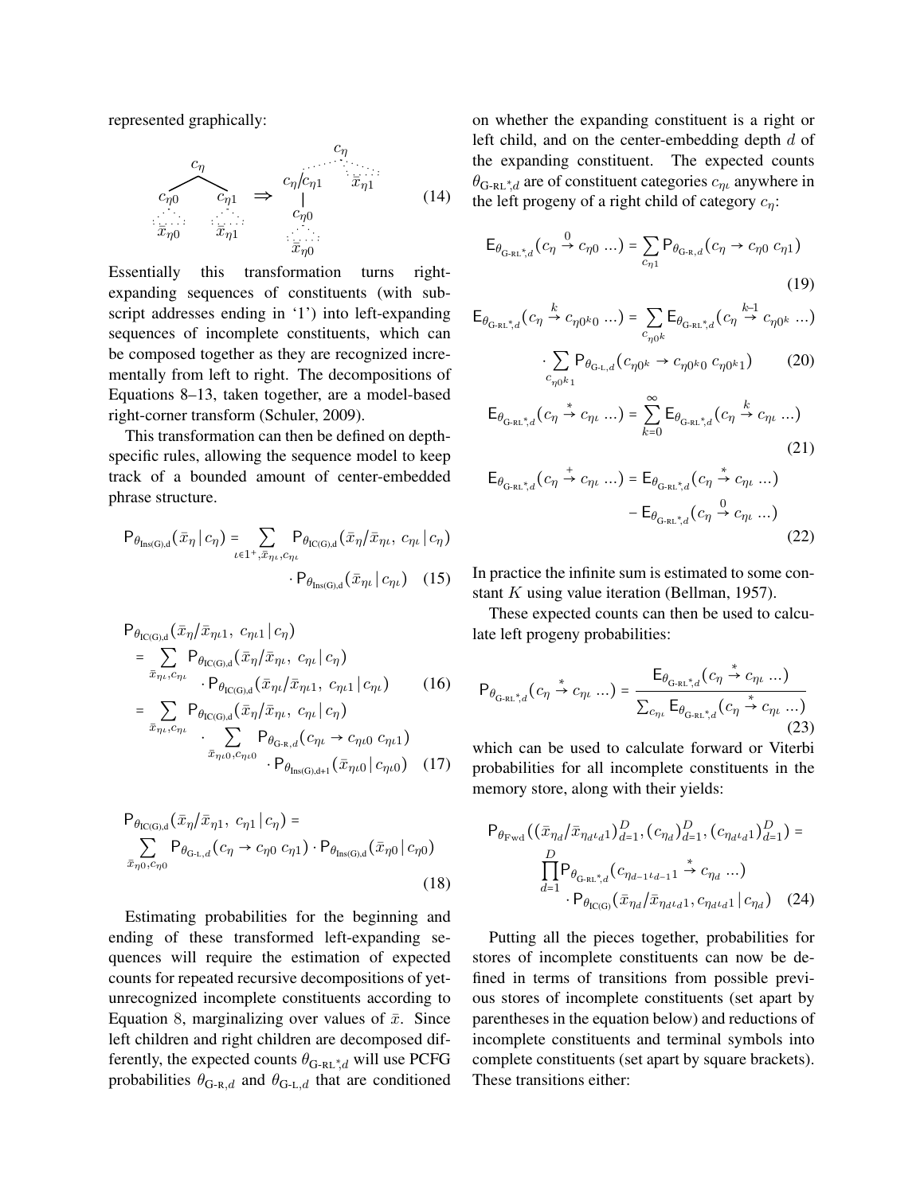represented graphically:

$$
\begin{array}{c}
\text{Tree: } c_\eta \to c_{\eta 0}\ c_{\eta 1},\ c_{\eta 0} \rightsquigarrow \bar{x}_{\eta 0},\ c_{\eta 1} \rightsquigarrow \bar{x}_{\eta 1}
\end{array}
\;\Rightarrow\;
\begin{array}{c}
\text{Tree: } c_\eta \to c_\eta/c_{\eta 1}\ \bar{x}_{\eta 1},\ c_\eta/c_{\eta 1} \to c_{\eta 0} \rightsquigarrow \bar{x}_{\eta 0}
\end{array}
\tag{14}
$$

Essentially this transformation turns right-expanding sequences of constituents (with subscript addresses ending in '1') into left-expanding sequences of incomplete constituents, which can be composed together as they are recognized incrementally from left to right. The decompositions of Equations 8–13, taken together, are a model-based right-corner transform (Schuler, 2009).

This transformation can then be defined on depth-specific rules, allowing the sequence model to keep track of a bounded amount of center-embedded phrase structure.

$$
\mathsf{P}_{\theta_{\text{Ins(G),d}}}(\bar{x}_\eta \,|\, c_\eta) = \sum_{\iota \in 1^+, \bar{x}_{\eta\iota}, c_{\eta\iota}} \mathsf{P}_{\theta_{\text{IC(G),d}}}(\bar{x}_\eta/\bar{x}_{\eta\iota},\ c_{\eta\iota} \,|\, c_\eta) \cdot \mathsf{P}_{\theta_{\text{Ins(G),d}}}(\bar{x}_{\eta\iota} \,|\, c_{\eta\iota}) \tag{15}
$$

$$
\begin{aligned}
&\mathsf{P}_{\theta_{\text{IC(G),d}}}(\bar{x}_\eta/\bar{x}_{\eta\iota 1},\ c_{\eta\iota 1} \,|\, c_\eta) \\
&= \sum_{\bar{x}_{\eta\iota}, c_{\eta\iota}} \mathsf{P}_{\theta_{\text{IC(G),d}}}(\bar{x}_\eta/\bar{x}_{\eta\iota},\ c_{\eta\iota} \,|\, c_\eta) \cdot \mathsf{P}_{\theta_{\text{IC(G),d}}}(\bar{x}_{\eta\iota}/\bar{x}_{\eta\iota 1},\ c_{\eta\iota 1} \,|\, c_{\eta\iota}) \qquad (16) \\
&= \sum_{\bar{x}_{\eta\iota}, c_{\eta\iota}} \mathsf{P}_{\theta_{\text{IC(G),d}}}(\bar{x}_\eta/\bar{x}_{\eta\iota},\ c_{\eta\iota} \,|\, c_\eta) \cdot \sum_{\bar{x}_{\eta\iota 0}, c_{\eta\iota 0}} \mathsf{P}_{\theta_{\text{G-R},d}}(c_{\eta\iota} \to c_{\eta\iota 0}\ c_{\eta\iota 1}) \cdot \mathsf{P}_{\theta_{\text{Ins(G),d+1}}}(\bar{x}_{\eta\iota 0} \,|\, c_{\eta\iota 0}) \qquad (17)
\end{aligned}
$$

$$
\mathsf{P}_{\theta_{\text{IC(G),d}}}(\bar{x}_\eta/\bar{x}_{\eta 1},\ c_{\eta 1} \,|\, c_\eta) = \sum_{\bar{x}_{\eta 0}, c_{\eta 0}} \mathsf{P}_{\theta_{\text{G-L},d}}(c_\eta \to c_{\eta 0}\ c_{\eta 1}) \cdot \mathsf{P}_{\theta_{\text{Ins(G),d}}}(\bar{x}_{\eta 0} \,|\, c_{\eta 0}) \tag{18}
$$

Estimating probabilities for the beginning and ending of these transformed left-expanding sequences will require the estimation of expected counts for repeated recursive decompositions of yet-unrecognized incomplete constituents according to Equation 8, marginalizing over values of $\bar{x}$. Since left children and right children are decomposed differently, the expected counts $\theta_{\text{G-RL}^*,d}$ will use PCFG probabilities $\theta_{\text{G-R},d}$ and $\theta_{\text{G-L},d}$ that are conditioned on whether the expanding constituent is a right or left child, and on the center-embedding depth $d$ of the expanding constituent. The expected counts $\theta_{\text{G-RL}^*,d}$ are of constituent categories $c_{\eta\iota}$ anywhere in the left progeny of a right child of category $c_\eta$:

$$
\mathsf{E}_{\theta_{\text{G-RL}^*,d}}(c_\eta \overset{0}{\to} c_{\eta 0}\ ...) = \sum_{c_{\eta 1}} \mathsf{P}_{\theta_{\text{G-R},d}}(c_\eta \to c_{\eta 0}\ c_{\eta 1}) \tag{19}
$$

$$
\mathsf{E}_{\theta_{\text{G-RL}^*,d}}(c_\eta \overset{k}{\to} c_{\eta 0^k 0}\ ...) = \sum_{c_{\eta 0^k}} \mathsf{E}_{\theta_{\text{G-RL}^*,d}}(c_\eta \overset{k\text{–}1}{\to} c_{\eta 0^k}\ ...) \cdot \sum_{c_{\eta 0^k 1}} \mathsf{P}_{\theta_{\text{G-L},d}}(c_{\eta 0^k} \to c_{\eta 0^k 0}\ c_{\eta 0^k 1}) \tag{20}
$$

$$
\mathsf{E}_{\theta_{\text{G-RL}^*,d}}(c_\eta \overset{*}{\to} c_{\eta\iota}\ ...) = \sum_{k=0}^{\infty} \mathsf{E}_{\theta_{\text{G-RL}^*,d}}(c_\eta \overset{k}{\to} c_{\eta\iota}\ ...) \tag{21}
$$

$$
\mathsf{E}_{\theta_{\text{G-RL}^*,d}}(c_\eta \overset{+}{\to} c_{\eta\iota}\ ...) = \mathsf{E}_{\theta_{\text{G-RL}^*,d}}(c_\eta \overset{*}{\to} c_{\eta\iota}\ ...) - \mathsf{E}_{\theta_{\text{G-RL}^*,d}}(c_\eta \overset{0}{\to} c_{\eta\iota}\ ...) \tag{22}
$$

In practice the infinite sum is estimated to some constant $K$ using value iteration (Bellman, 1957).

These expected counts can then be used to calculate left progeny probabilities:

$$
\mathsf{P}_{\theta_{\text{G-RL}^*,d}}(c_\eta \overset{*}{\to} c_{\eta\iota}\ ...) = \frac{\mathsf{E}_{\theta_{\text{G-RL}^*,d}}(c_\eta \overset{*}{\to} c_{\eta\iota}\ ...)}{\sum_{c_{\eta\iota}} \mathsf{E}_{\theta_{\text{G-RL}^*,d}}(c_\eta \overset{*}{\to} c_{\eta\iota}\ ...)} \tag{23}
$$

which can be used to calculate forward or Viterbi probabilities for all incomplete constituents in the memory store, along with their yields:

$$
\begin{aligned}
&\mathsf{P}_{\theta_{\text{Fwd}}}((\bar{x}_{\eta_d}/\bar{x}_{\eta_d\iota_d 1})_{d=1}^{D}, (c_{\eta_d})_{d=1}^{D}, (c_{\eta_d\iota_d 1})_{d=1}^{D}) = \\
&\quad \prod_{d=1}^{D} \mathsf{P}_{\theta_{\text{G-RL}^*,d}}(c_{\eta_{d-1}\iota_{d-1}1} \overset{*}{\to} c_{\eta_d}\ ...) \cdot \mathsf{P}_{\theta_{\text{IC(G)}}}(\bar{x}_{\eta_d}/\bar{x}_{\eta_d\iota_d 1}, c_{\eta_d\iota_d 1} \,|\, c_{\eta_d})
\end{aligned} \tag{24}
$$

Putting all the pieces together, probabilities for stores of incomplete constituents can now be defined in terms of transitions from possible previous stores of incomplete constituents (set apart by parentheses in the equation below) and reductions of incomplete constituents and terminal symbols into complete constituents (set apart by square brackets). These transitions either: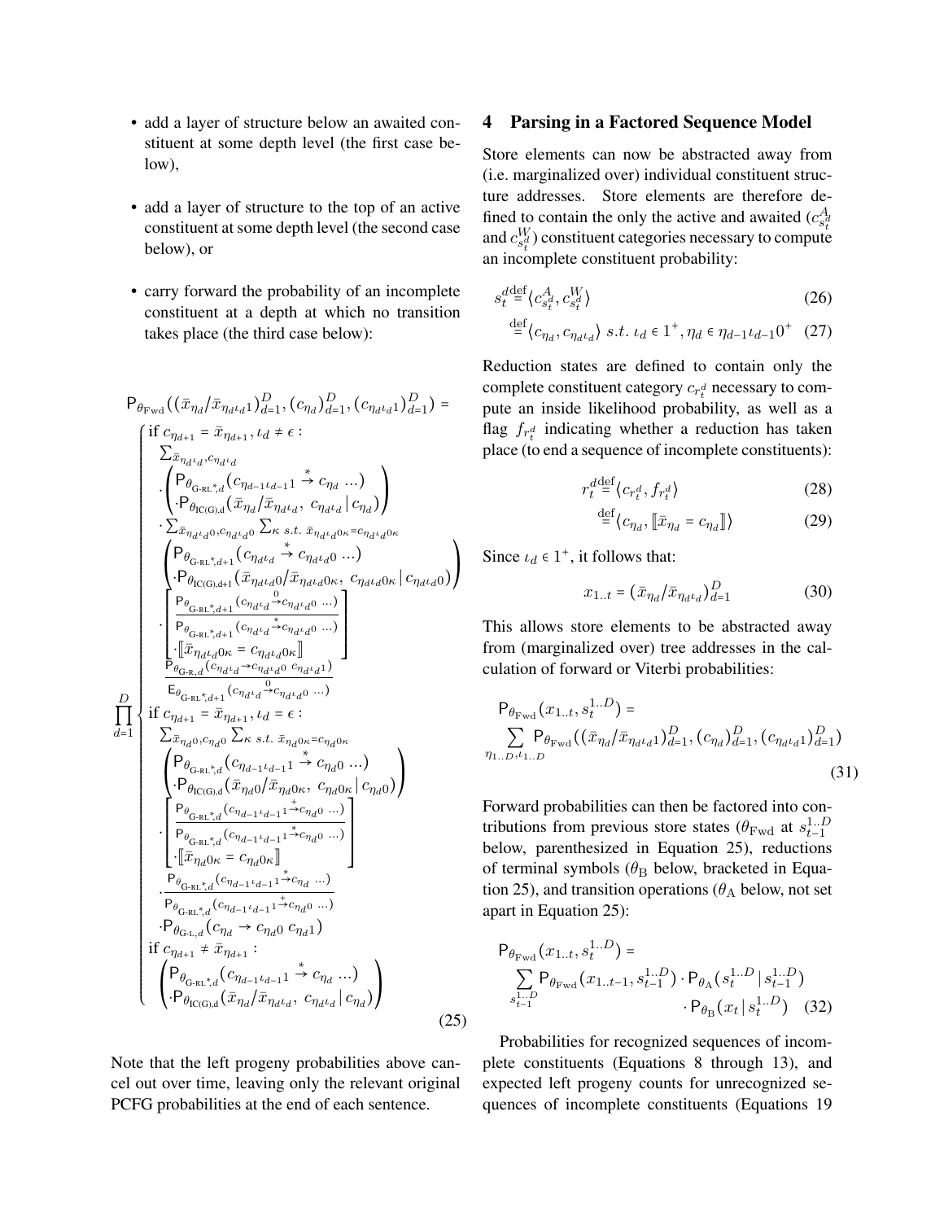- add a layer of structure below an awaited constituent at some depth level (the first case below),
- add a layer of structure to the top of an active constituent at some depth level (the second case below), or
- carry forward the probability of an incomplete constituent at a depth at which no transition takes place (the third case below):

$$
\mathsf{P}_{\theta_{\text{Fwd}}}((\bar{x}_{\eta_d}/\bar{x}_{\eta_d\iota_d 1})_{d=1}^{D}, (c_{\eta_d})_{d=1}^{D}, (c_{\eta_d\iota_d 1})_{d=1}^{D}) =
\prod_{d=1}^{D}
\begin{cases}
\text{if } c_{\eta_{d+1}} = \bar{x}_{\eta_{d+1}}, \iota_d \neq \epsilon : \\
\quad \sum_{\bar{x}_{\eta_d\iota_d}, c_{\eta_d\iota_d}} \\
\quad \cdot \begin{pmatrix} \mathsf{P}_{\theta_{\text{G-RL}^*,d}}(c_{\eta_{d-1}\iota_{d-1}1} \overset{*}{\to} c_{\eta_d} \,...) \\ \cdot \mathsf{P}_{\theta_{\text{IC(G)},d}}(\bar{x}_{\eta_d}/\bar{x}_{\eta_d\iota_d},\ c_{\eta_d\iota_d} \,|\, c_{\eta_d}) \end{pmatrix} \\
\quad \cdot \sum_{\bar{x}_{\eta_d\iota_d 0}, c_{\eta_d\iota_d 0}} \sum_{\kappa \ s.t.\ \bar{x}_{\eta_d\iota_d 0\kappa} = c_{\eta_d\iota_d 0\kappa}} \\
\quad \begin{pmatrix} \mathsf{P}_{\theta_{\text{G-RL}^*,d+1}}(c_{\eta_d\iota_d} \overset{*}{\to} c_{\eta_d\iota_d 0} \,...) \\ \cdot \mathsf{P}_{\theta_{\text{IC(G)},d+1}}(\bar{x}_{\eta_d\iota_d 0}/\bar{x}_{\eta_d\iota_d 0\kappa},\ c_{\eta_d\iota_d 0\kappa} \,|\, c_{\eta_d\iota_d 0}) \end{pmatrix} \\
\quad \cdot \begin{bmatrix} \frac{\mathsf{P}_{\theta_{\text{G-RL}^*,d+1}}(c_{\eta_d\iota_d} \overset{0}{\to} c_{\eta_d\iota_d 0} \,...)}{\mathsf{P}_{\theta_{\text{G-RL}^*,d+1}}(c_{\eta_d\iota_d} \overset{*}{\to} c_{\eta_d\iota_d 0} \,...)} \\ \cdot [\![ \bar{x}_{\eta_d\iota_d 0\kappa} = c_{\eta_d\iota_d 0\kappa} ]\!] \end{bmatrix} \\
\quad \frac{\mathsf{P}_{\theta_{\text{G-R},d}}(c_{\eta_d\iota_d} \to c_{\eta_d\iota_d 0}\ c_{\eta_d\iota_d 1})}{\mathsf{E}_{\theta_{\text{G-RL}^*,d+1}}(c_{\eta_d\iota_d} \overset{0}{\to} c_{\eta_d\iota_d 0} \,...)} \\
\text{if } c_{\eta_{d+1}} = \bar{x}_{\eta_{d+1}}, \iota_d = \epsilon : \\
\quad \sum_{\bar{x}_{\eta_d 0}, c_{\eta_d 0}} \sum_{\kappa \ s.t.\ \bar{x}_{\eta_d 0\kappa} = c_{\eta_d 0\kappa}} \\
\quad \begin{pmatrix} \mathsf{P}_{\theta_{\text{G-RL}^*,d}}(c_{\eta_{d-1}\iota_{d-1}1} \overset{*}{\to} c_{\eta_d 0} \,...) \\ \cdot \mathsf{P}_{\theta_{\text{IC(G)},d}}(\bar{x}_{\eta_d 0}/\bar{x}_{\eta_d 0\kappa},\ c_{\eta_d 0\kappa} \,|\, c_{\eta_d 0}) \end{pmatrix} \\
\quad \cdot \begin{bmatrix} \frac{\mathsf{P}_{\theta_{\text{G-RL}^*,d}}(c_{\eta_{d-1}\iota_{d-1}1} \overset{+}{\to} c_{\eta_d 0} \,...)}{\mathsf{P}_{\theta_{\text{G-RL}^*,d}}(c_{\eta_{d-1}\iota_{d-1}1} \overset{*}{\to} c_{\eta_d 0} \,...)} \\ \cdot [\![ \bar{x}_{\eta_d 0\kappa} = c_{\eta_d 0\kappa} ]\!] \end{bmatrix} \\
\quad \cdot \frac{\mathsf{P}_{\theta_{\text{G-RL}^*,d}}(c_{\eta_{d-1}\iota_{d-1}1} \overset{*}{\to} c_{\eta_d} \,...)}{\mathsf{P}_{\theta_{\text{G-RL}^*,d}}(c_{\eta_{d-1}\iota_{d-1}1} \overset{+}{\to} c_{\eta_d 0} \,...)} \\
\quad \cdot \mathsf{P}_{\theta_{\text{G-L},d}}(c_{\eta_d} \to c_{\eta_d 0}\ c_{\eta_d 1}) \\
\text{if } c_{\eta_{d+1}} \neq \bar{x}_{\eta_{d+1}} : \\
\quad \begin{pmatrix} \mathsf{P}_{\theta_{\text{G-RL}^*,d}}(c_{\eta_{d-1}\iota_{d-1}1} \overset{*}{\to} c_{\eta_d} \,...) \\ \cdot \mathsf{P}_{\theta_{\text{IC(G)},d}}(\bar{x}_{\eta_d}/\bar{x}_{\eta_d\iota_d},\ c_{\eta_d\iota_d} \,|\, c_{\eta_d}) \end{pmatrix}
\end{cases}
\tag{25}
$$

Note that the left progeny probabilities above cancel out over time, leaving only the relevant original PCFG probabilities at the end of each sentence.

## 4 Parsing in a Factored Sequence Model

Store elements can now be abstracted away from (i.e. marginalized over) individual constituent structure addresses. Store elements are therefore defined to contain the only the active and awaited ($c^A_{s^d_t}$ and $c^W_{s^d_t}$) constituent categories necessary to compute an incomplete constituent probability:

$$s^d_t \overset{\text{def}}{=} \langle c^A_{s^d_t}, c^W_{s^d_t} \rangle \tag{26}$$

$$\overset{\text{def}}{=} \langle c_{\eta_d}, c_{\eta_d\iota_d} \rangle \ s.t.\ \iota_d \in 1^+, \eta_d \in \eta_{d-1}\iota_{d-1}0^+ \tag{27}$$

Reduction states are defined to contain only the complete constituent category $c_{r^d_t}$ necessary to compute an inside likelihood probability, as well as a flag $f_{r^d_t}$ indicating whether a reduction has taken place (to end a sequence of incomplete constituents):

$$r^d_t \overset{\text{def}}{=} \langle c_{r^d_t}, f_{r^d_t} \rangle \tag{28}$$

$$\overset{\text{def}}{=} \langle c_{\eta_d}, [\![ \bar{x}_{\eta_d} = c_{\eta_d} ]\!] \rangle \tag{29}$$

Since $\iota_d \in 1^+$, it follows that:

$$x_{1..t} = (\bar{x}_{\eta_d}/\bar{x}_{\eta_d\iota_d})_{d=1}^{D} \tag{30}$$

This allows store elements to be abstracted away from (marginalized over) tree addresses in the calculation of forward or Viterbi probabilities:

$$\mathsf{P}_{\theta_{\text{Fwd}}}(x_{1..t}, s^{1..D}_t) = \sum_{\eta_{1..D}, \iota_{1..D}} \mathsf{P}_{\theta_{\text{Fwd}}}((\bar{x}_{\eta_d}/\bar{x}_{\eta_d\iota_d 1})_{d=1}^{D}, (c_{\eta_d})_{d=1}^{D}, (c_{\eta_d\iota_d 1})_{d=1}^{D}) \tag{31}$$

Forward probabilities can then be factored into contributions from previous store states ($\theta_{\text{Fwd}}$ at $s^{1..D}_{t-1}$ below, parenthesized in Equation 25), reductions of terminal symbols ($\theta_{\text{B}}$ below, bracketed in Equation 25), and transition operations ($\theta_{\text{A}}$ below, not set apart in Equation 25):

$$\mathsf{P}_{\theta_{\text{Fwd}}}(x_{1..t}, s^{1..D}_t) = \sum_{s^{1..D}_{t-1}} \mathsf{P}_{\theta_{\text{Fwd}}}(x_{1..t-1}, s^{1..D}_{t-1}) \cdot \mathsf{P}_{\theta_{\text{A}}}(s^{1..D}_t \,|\, s^{1..D}_{t-1}) \cdot \mathsf{P}_{\theta_{\text{B}}}(x_t \,|\, s^{1..D}_t) \tag{32}$$

Probabilities for recognized sequences of incomplete constituents (Equations 8 through 13), and expected left progeny counts for unrecognized sequences of incomplete constituents (Equations 19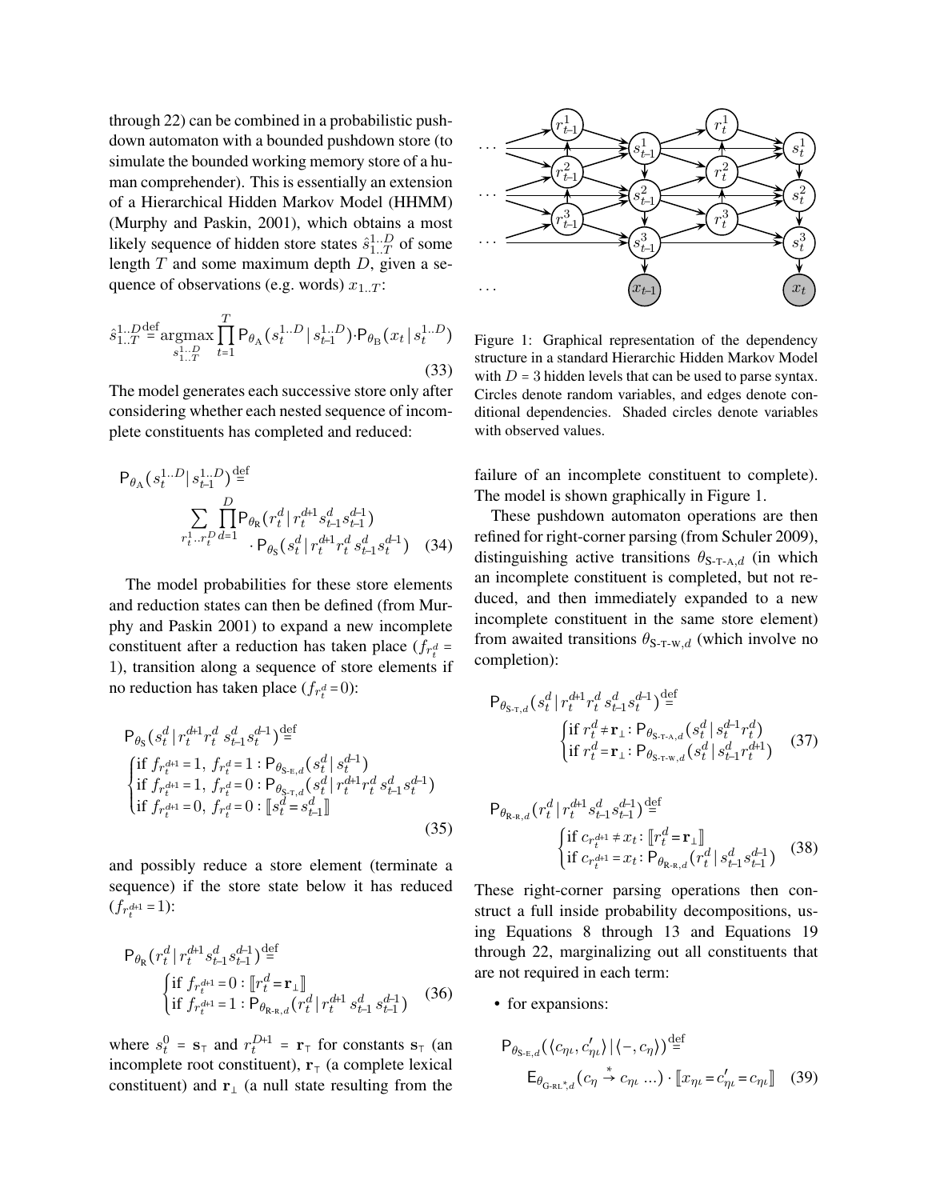through 22) can be combined in a probabilistic pushdown automaton with a bounded pushdown store (to simulate the bounded working memory store of a human comprehender). This is essentially an extension of a Hierarchical Hidden Markov Model (HHMM) (Murphy and Paskin, 2001), which obtains a most likely sequence of hidden store states $\hat{s}^{1..D}_{1..T}$ of some length $T$ and some maximum depth $D$, given a sequence of observations (e.g. words) $x_{1..T}$:

$$\hat{s}^{1..D}_{1..T} \stackrel{\text{def}}{=} \underset{s^{1..D}_{1..T}}{\operatorname{argmax}} \prod_{t=1}^{T} \mathsf{P}_{\theta_\text{A}}(s^{1..D}_t \mid s^{1..D}_{t\text{-}1}) \cdot \mathsf{P}_{\theta_\text{B}}(x_t \mid s^{1..D}_t) \tag{33}$$

The model generates each successive store only after considering whether each nested sequence of incomplete constituents has completed and reduced:

$$\mathsf{P}_{\theta_\text{A}}(s^{1..D}_t \mid s^{1..D}_{t\text{-}1}) \stackrel{\text{def}}{=} \sum_{r^1_t..r^D_t} \prod_{d=1}^{D} \mathsf{P}_{\theta_\text{R}}(r^d_t \mid r^{d+1}_t s^d_{t\text{-}1} s^{d\text{-}1}_{t\text{-}1}) \cdot \mathsf{P}_{\theta_\text{S}}(s^d_t \mid r^{d+1}_t r^d_t s^d_{t\text{-}1} s^{d\text{-}1}_t) \tag{34}$$

The model probabilities for these store elements and reduction states can then be defined (from Murphy and Paskin 2001) to expand a new incomplete constituent after a reduction has taken place ($f_{r^d_t} = 1$), transition along a sequence of store elements if no reduction has taken place ($f_{r^d_t} = 0$):

$$\mathsf{P}_{\theta_\text{S}}(s^d_t \mid r^{d+1}_t r^d_t s^d_{t\text{-}1} s^{d\text{-}1}_t) \stackrel{\text{def}}{=} \begin{cases} \text{if } f_{r^{d+1}_t} = 1,\ f_{r^d_t} = 1 : \mathsf{P}_{\theta_{\text{S-E},d}}(s^d_t \mid s^{d\text{-}1}_t) \\ \text{if } f_{r^{d+1}_t} = 1,\ f_{r^d_t} = 0 : \mathsf{P}_{\theta_{\text{S-T},d}}(s^d_t \mid r^{d+1}_t r^d_t s^d_{t\text{-}1} s^{d\text{-}1}_t) \\ \text{if } f_{r^{d+1}_t} = 0,\ f_{r^d_t} = 0 : [\![ s^d_t = s^d_{t\text{-}1} ]\!] \end{cases} \tag{35}$$

and possibly reduce a store element (terminate a sequence) if the store state below it has reduced ($f_{r^{d+1}_t} = 1$):

$$\mathsf{P}_{\theta_\text{R}}(r^d_t \mid r^{d+1}_t s^d_{t\text{-}1} s^{d\text{-}1}_{t\text{-}1}) \stackrel{\text{def}}{=} \begin{cases} \text{if } f_{r^{d+1}_t} = 0 : [\![ r^d_t = \mathbf{r}_\bot ]\!] \\ \text{if } f_{r^{d+1}_t} = 1 : \mathsf{P}_{\theta_{\text{R-R},d}}(r^d_t \mid r^{d+1}_t s^d_{t\text{-}1} s^{d\text{-}1}_{t\text{-}1}) \end{cases} \tag{36}$$

where $s^0_t = \mathbf{s}_\top$ and $r^{D+1}_t = \mathbf{r}_\top$ for constants $\mathbf{s}_\top$ (an incomplete root constituent), $\mathbf{r}_\top$ (a complete lexical constituent) and $\mathbf{r}_\bot$ (a null state resulting from the failure of an incomplete constituent to complete). The model is shown graphically in Figure 1.

Figure 1: Graphical representation of the dependency structure in a standard Hierarchic Hidden Markov Model with $D = 3$ hidden levels that can be used to parse syntax. Circles denote random variables, and edges denote conditional dependencies. Shaded circles denote variables with observed values.

These pushdown automaton operations are then refined for right-corner parsing (from Schuler 2009), distinguishing active transitions $\theta_{\text{S-T-A},d}$ (in which an incomplete constituent is completed, but not reduced, and then immediately expanded to a new incomplete constituent in the same store element) from awaited transitions $\theta_{\text{S-T-W},d}$ (which involve no completion):

$$\mathsf{P}_{\theta_{\text{S-T},d}}(s^d_t \mid r^{d+1}_t r^d_t s^d_{t\text{-}1} s^{d\text{-}1}_t) \stackrel{\text{def}}{=} \begin{cases} \text{if } r^d_t \neq \mathbf{r}_\bot : \mathsf{P}_{\theta_{\text{S-T-A},d}}(s^d_t \mid s^{d\text{-}1}_t r^d_t) \\ \text{if } r^d_t = \mathbf{r}_\bot : \mathsf{P}_{\theta_{\text{S-T-W},d}}(s^d_t \mid s^d_{t\text{-}1} r^{d+1}_t) \end{cases} \tag{37}$$

$$\mathsf{P}_{\theta_{\text{R-R},d}}(r^d_t \mid r^{d+1}_t s^d_{t\text{-}1} s^{d\text{-}1}_{t\text{-}1}) \stackrel{\text{def}}{=} \begin{cases} \text{if } c_{r^{d+1}_t} \neq x_t : [\![ r^d_t = \mathbf{r}_\bot ]\!] \\ \text{if } c_{r^{d+1}_t} = x_t : \mathsf{P}_{\theta_{\text{R-R},d}}(r^d_t \mid s^d_{t\text{-}1} s^{d\text{-}1}_{t\text{-}1}) \end{cases} \tag{38}$$

These right-corner parsing operations then construct a full inside probability decompositions, using Equations 8 through 13 and Equations 19 through 22, marginalizing out all constituents that are not required in each term:

- for expansions:

$$\mathsf{P}_{\theta_{\text{S-E},d}}(\langle c_{\eta\iota}, c'_{\eta\iota} \rangle \mid \langle -, c_\eta \rangle) \stackrel{\text{def}}{=} \mathsf{E}_{\theta_{\text{G-RL}^*,d}}(c_\eta \xrightarrow{*} c_{\eta\iota}\ ...) \cdot [\![ x_{\eta\iota} = c'_{\eta\iota} = c_{\eta\iota} ]\!] \tag{39}$$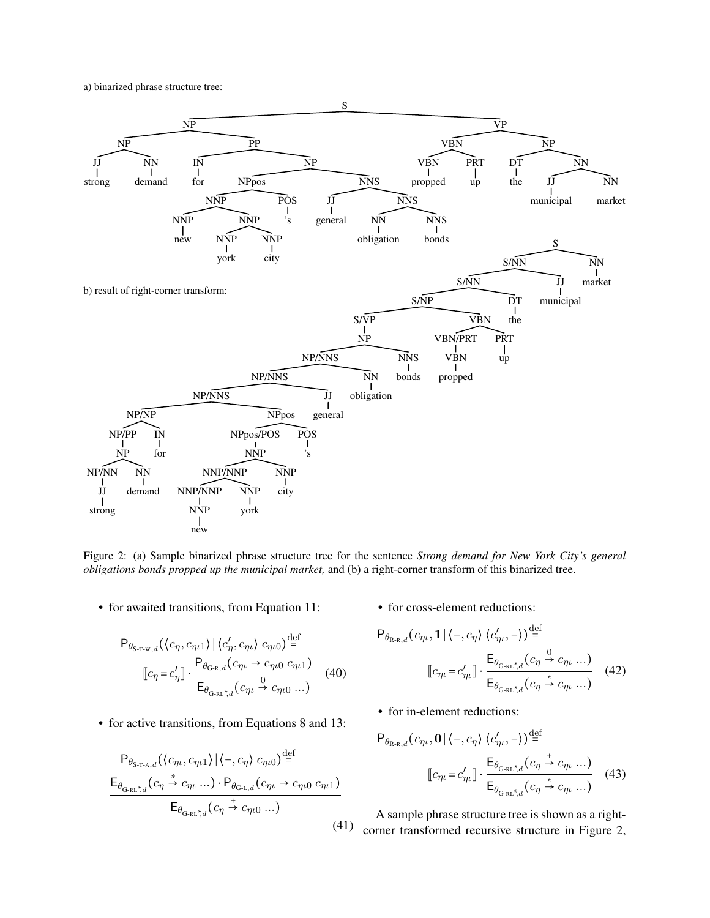a) binarized phrase structure tree:

```
(S (NP (NP (JJ strong) (NN demand))
       (PP (IN for)
           (NP (NPpos (NNP (NNP new) (NNP (NNP york) (NNP city))) (POS 's))
               (NNS (JJ general) (NNS (NN obligation) (NNS bonds))))))
   (VP (VBN (VBN propped) (PRT up))
       (NP (DT the) (NN (JJ municipal) (NN market)))))
```

b) result of right-corner transform:

```
(S (S/NN (S/NN (S/NP (S/VP (NP (NP/NNS (NP/NNS (NP/NNS (NP/NP (NP/PP (NP (NP/NN (JJ strong)) (NN demand))) (IN for))
                                                      (NPpos (NPpos/POS (NNP (NNP/NNP (NNP/NNP (NNP new)) (NNP york)) (NNP city))) (POS 's)))
                                              (JJ general))
                                      (NN obligation))
                              (NNS bonds)))
                     (VBN (VBN/PRT (VBN propped)) (PRT up)))
               (DT the))
         (JJ municipal))
   (NN market))
```

Figure 2: (a) Sample binarized phrase structure tree for the sentence *Strong demand for New York City's general obligations bonds propped up the municipal market,* and (b) a right-corner transform of this binarized tree.

- for awaited transitions, from Equation 11:

$$\mathsf{P}_{\theta_{\text{S-T-W},d}}(\langle c_\eta, c_{\eta\iota 1}\rangle \mid \langle c'_\eta, c_{\eta\iota}\rangle\ c_{\eta\iota 0}) \stackrel{\text{def}}{=} [\![c_\eta = c'_\eta]\!] \cdot \frac{\mathsf{P}_{\theta_{\text{G-R},d}}(c_{\eta\iota} \to c_{\eta\iota 0}\ c_{\eta\iota 1})}{\mathsf{E}_{\theta_{\text{G-RL}^*,d}}(c_{\eta\iota} \stackrel{0}{\to} c_{\eta\iota 0}\ ...)} \quad (40)$$

- for active transitions, from Equations 8 and 13:

$$\mathsf{P}_{\theta_{\text{S-T-A},d}}(\langle c_{\eta\iota}, c_{\eta\iota 1}\rangle \mid \langle -, c_\eta\rangle\ c_{\eta\iota 0}) \stackrel{\text{def}}{=} \frac{\mathsf{E}_{\theta_{\text{G-RL}^*,d}}(c_\eta \stackrel{*}{\to} c_{\eta\iota}\ ...) \cdot \mathsf{P}_{\theta_{\text{G-L},d}}(c_{\eta\iota} \to c_{\eta\iota 0}\ c_{\eta\iota 1})}{\mathsf{E}_{\theta_{\text{G-RL}^*,d}}(c_\eta \stackrel{+}{\to} c_{\eta\iota 0}\ ...)} \quad (41)$$

- for cross-element reductions:

$$\mathsf{P}_{\theta_{\text{R-R},d}}(c_{\eta\iota}, \mathbf{1} \mid \langle -, c_\eta\rangle\ \langle c'_{\eta\iota}, -\rangle) \stackrel{\text{def}}{=} [\![c_{\eta\iota} = c'_{\eta\iota}]\!] \cdot \frac{\mathsf{E}_{\theta_{\text{G-RL}^*,d}}(c_\eta \stackrel{0}{\to} c_{\eta\iota}\ ...)}{\mathsf{E}_{\theta_{\text{G-RL}^*,d}}(c_\eta \stackrel{*}{\to} c_{\eta\iota}\ ...)} \quad (42)$$

- for in-element reductions:

$$\mathsf{P}_{\theta_{\text{R-R},d}}(c_{\eta\iota}, \mathbf{0} \mid \langle -, c_\eta\rangle\ \langle c'_{\eta\iota}, -\rangle) \stackrel{\text{def}}{=} [\![c_{\eta\iota} = c'_{\eta\iota}]\!] \cdot \frac{\mathsf{E}_{\theta_{\text{G-RL}^*,d}}(c_\eta \stackrel{+}{\to} c_{\eta\iota}\ ...)}{\mathsf{E}_{\theta_{\text{G-RL}^*,d}}(c_\eta \stackrel{*}{\to} c_{\eta\iota}\ ...)} \quad (43)$$

A sample phrase structure tree is shown as a right-corner transformed recursive structure in Figure 2,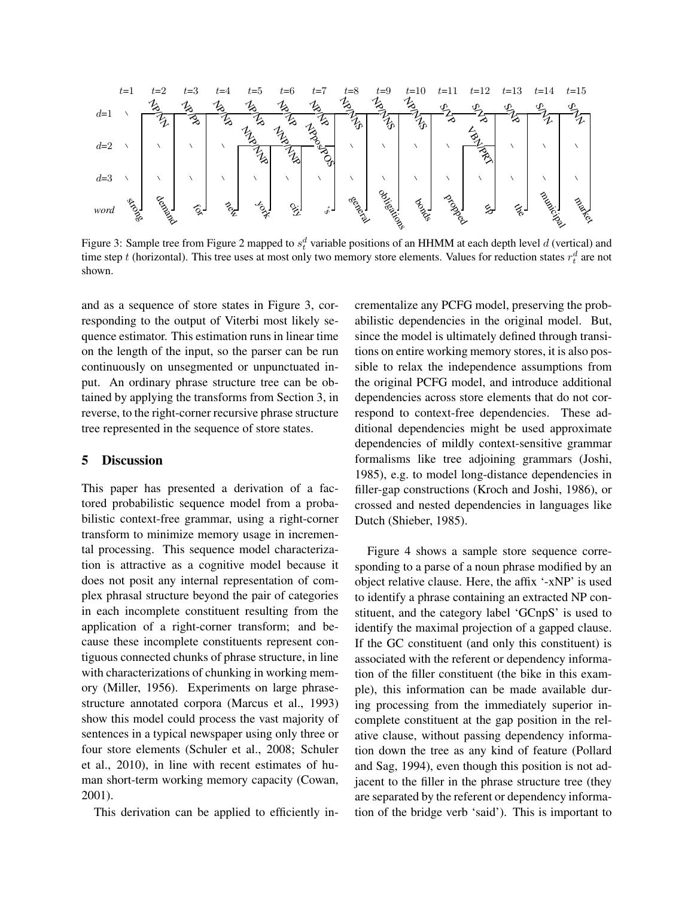t=1 t=2 t=3 t=4 t=5 t=6 t=7 t=8 t=9 t=10 t=11 t=12 t=13 t=14 t=15

d=1 d=2 d=3 word

NP/NN NP/PP NP/NP NP/NP NP/NP NP/NP NP/NNS NP/NNS NP/NNS S/VP S/VP S/NP S/NN S/NN

NNP/NNP NNP/NNP NPpos/POS VBN/PRT

strong demand for new york city 's general obligations bonds propped up the municipal market

Figure 3: Sample tree from Figure 2 mapped to $s_t^d$ variable positions of an HHMM at each depth level $d$ (vertical) and time step $t$ (horizontal). This tree uses at most only two memory store elements. Values for reduction states $r_t^d$ are not shown.

and as a sequence of store states in Figure 3, corresponding to the output of Viterbi most likely sequence estimator. This estimation runs in linear time on the length of the input, so the parser can be run continuously on unsegmented or unpunctuated input. An ordinary phrase structure tree can be obtained by applying the transforms from Section 3, in reverse, to the right-corner recursive phrase structure tree represented in the sequence of store states.

## 5 Discussion

This paper has presented a derivation of a factored probabilistic sequence model from a probabilistic context-free grammar, using a right-corner transform to minimize memory usage in incremental processing. This sequence model characterization is attractive as a cognitive model because it does not posit any internal representation of complex phrasal structure beyond the pair of categories in each incomplete constituent resulting from the application of a right-corner transform; and because these incomplete constituents represent contiguous connected chunks of phrase structure, in line with characterizations of chunking in working memory (Miller, 1956). Experiments on large phrase-structure annotated corpora (Marcus et al., 1993) show this model could process the vast majority of sentences in a typical newspaper using only three or four store elements (Schuler et al., 2008; Schuler et al., 2010), in line with recent estimates of human short-term working memory capacity (Cowan, 2001).

This derivation can be applied to efficiently incrementalize any PCFG model, preserving the probabilistic dependencies in the original model. But, since the model is ultimately defined through transitions on entire working memory stores, it is also possible to relax the independence assumptions from the original PCFG model, and introduce additional dependencies across store elements that do not correspond to context-free dependencies. These additional dependencies might be used approximate dependencies of mildly context-sensitive grammar formalisms like tree adjoining grammars (Joshi, 1985), e.g. to model long-distance dependencies in filler-gap constructions (Kroch and Joshi, 1986), or crossed and nested dependencies in languages like Dutch (Shieber, 1985).

Figure 4 shows a sample store sequence corresponding to a parse of a noun phrase modified by an object relative clause. Here, the affix '-xNP' is used to identify a phrase containing an extracted NP constituent, and the category label 'GCnpS' is used to identify the maximal projection of a gapped clause. If the GC constituent (and only this constituent) is associated with the referent or dependency information of the filler constituent (the bike in this example), this information can be made available during processing from the immediately superior incomplete constituent at the gap position in the relative clause, without passing dependency information down the tree as any kind of feature (Pollard and Sag, 1994), even though this position is not adjacent to the filler in the phrase structure tree (they are separated by the referent or dependency information of the bridge verb 'said'). This is important to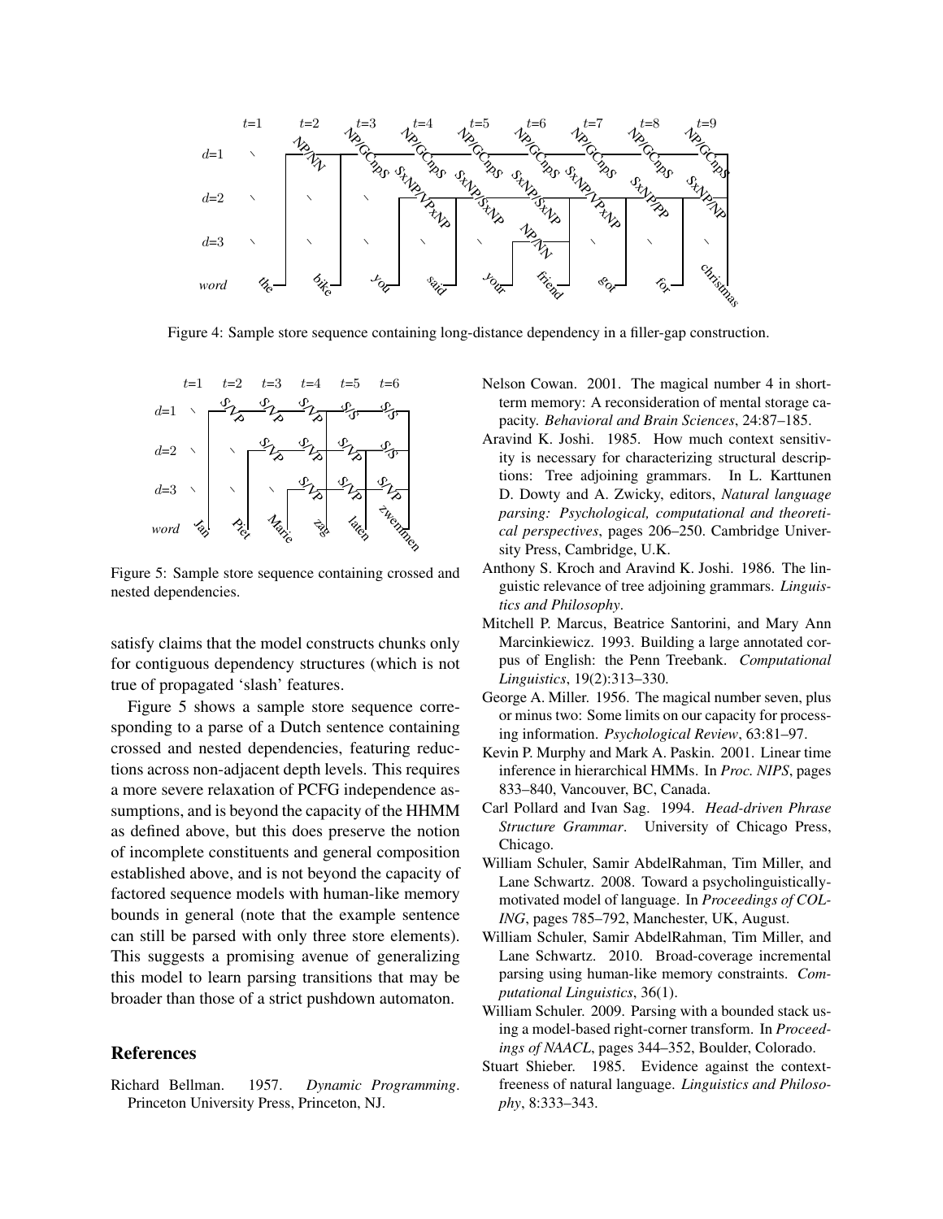t=1 t=2 t=3 t=4 t=5 t=6 t=7 t=8 t=9

d=1 NP/NN NP/GCnpS NP/GCnpS NP/GCnpS NP/GCnpS NP/GCnpS NP/GCnpS NP/GCnpS

d=2 SxNP/VPxNP SxNP/SxNP SxNP/SxNP SxNP/VPxNP SxNP/PP SxNP/NP

d=3 NP/NN

word the bike you said your friend got for christmas

Figure 4: Sample store sequence containing long-distance dependency in a filler-gap construction.

t=1 t=2 t=3 t=4 t=5 t=6

d=1 S/VP S/VP S/VP S/S S/S

d=2 S/VP S/VP S/VP S/S

d=3 S/VP S/VP S/VP

word Jan Piet Marie zag laten zwemmen

Figure 5: Sample store sequence containing crossed and nested dependencies.

satisfy claims that the model constructs chunks only for contiguous dependency structures (which is not true of propagated 'slash' features.

Figure 5 shows a sample store sequence corresponding to a parse of a Dutch sentence containing crossed and nested dependencies, featuring reductions across non-adjacent depth levels. This requires a more severe relaxation of PCFG independence assumptions, and is beyond the capacity of the HHMM as defined above, but this does preserve the notion of incomplete constituents and general composition established above, and is not beyond the capacity of factored sequence models with human-like memory bounds in general (note that the example sentence can still be parsed with only three store elements). This suggests a promising avenue of generalizing this model to learn parsing transitions that may be broader than those of a strict pushdown automaton.

## References

Richard Bellman. 1957. *Dynamic Programming*. Princeton University Press, Princeton, NJ.

Nelson Cowan. 2001. The magical number 4 in short-term memory: A reconsideration of mental storage capacity. *Behavioral and Brain Sciences*, 24:87–185.

Aravind K. Joshi. 1985. How much context sensitivity is necessary for characterizing structural descriptions: Tree adjoining grammars. In L. Karttunen D. Dowty and A. Zwicky, editors, *Natural language parsing: Psychological, computational and theoretical perspectives*, pages 206–250. Cambridge University Press, Cambridge, U.K.

Anthony S. Kroch and Aravind K. Joshi. 1986. The linguistic relevance of tree adjoining grammars. *Linguistics and Philosophy*.

Mitchell P. Marcus, Beatrice Santorini, and Mary Ann Marcinkiewicz. 1993. Building a large annotated corpus of English: the Penn Treebank. *Computational Linguistics*, 19(2):313–330.

George A. Miller. 1956. The magical number seven, plus or minus two: Some limits on our capacity for processing information. *Psychological Review*, 63:81–97.

Kevin P. Murphy and Mark A. Paskin. 2001. Linear time inference in hierarchical HMMs. In *Proc. NIPS*, pages 833–840, Vancouver, BC, Canada.

Carl Pollard and Ivan Sag. 1994. *Head-driven Phrase Structure Grammar*. University of Chicago Press, Chicago.

William Schuler, Samir AbdelRahman, Tim Miller, and Lane Schwartz. 2008. Toward a psycholinguistically-motivated model of language. In *Proceedings of COLING*, pages 785–792, Manchester, UK, August.

William Schuler, Samir AbdelRahman, Tim Miller, and Lane Schwartz. 2010. Broad-coverage incremental parsing using human-like memory constraints. *Computational Linguistics*, 36(1).

William Schuler. 2009. Parsing with a bounded stack using a model-based right-corner transform. In *Proceedings of NAACL*, pages 344–352, Boulder, Colorado.

Stuart Shieber. 1985. Evidence against the context-freeness of natural language. *Linguistics and Philosophy*, 8:333–343.